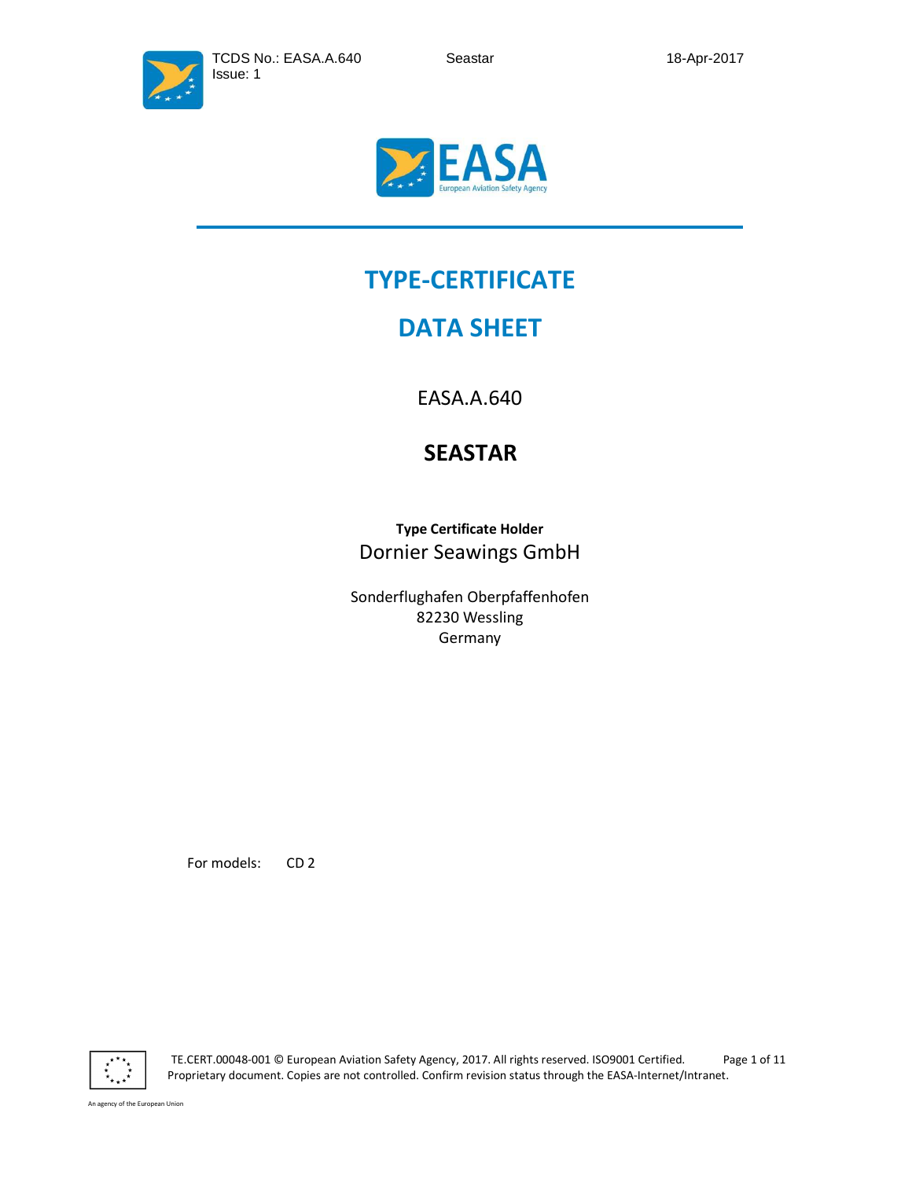# TYPE-CERTIFICATE

# DATA SHEET

EASA.A.640

## SEASTAR

**Type Certificate Holder**

Dornier Seawings GmbH

Sonderflughafen Oberpfaffenhofen
82230 Wessling
Germany

For models: CD 2

TE.CERT.00048-001 © European Aviation Safety Agency, 2017. All rights reserved. ISO9001 Certified.
Proprietary document. Copies are not controlled. Confirm revision status through the EASA-Internet/Intranet.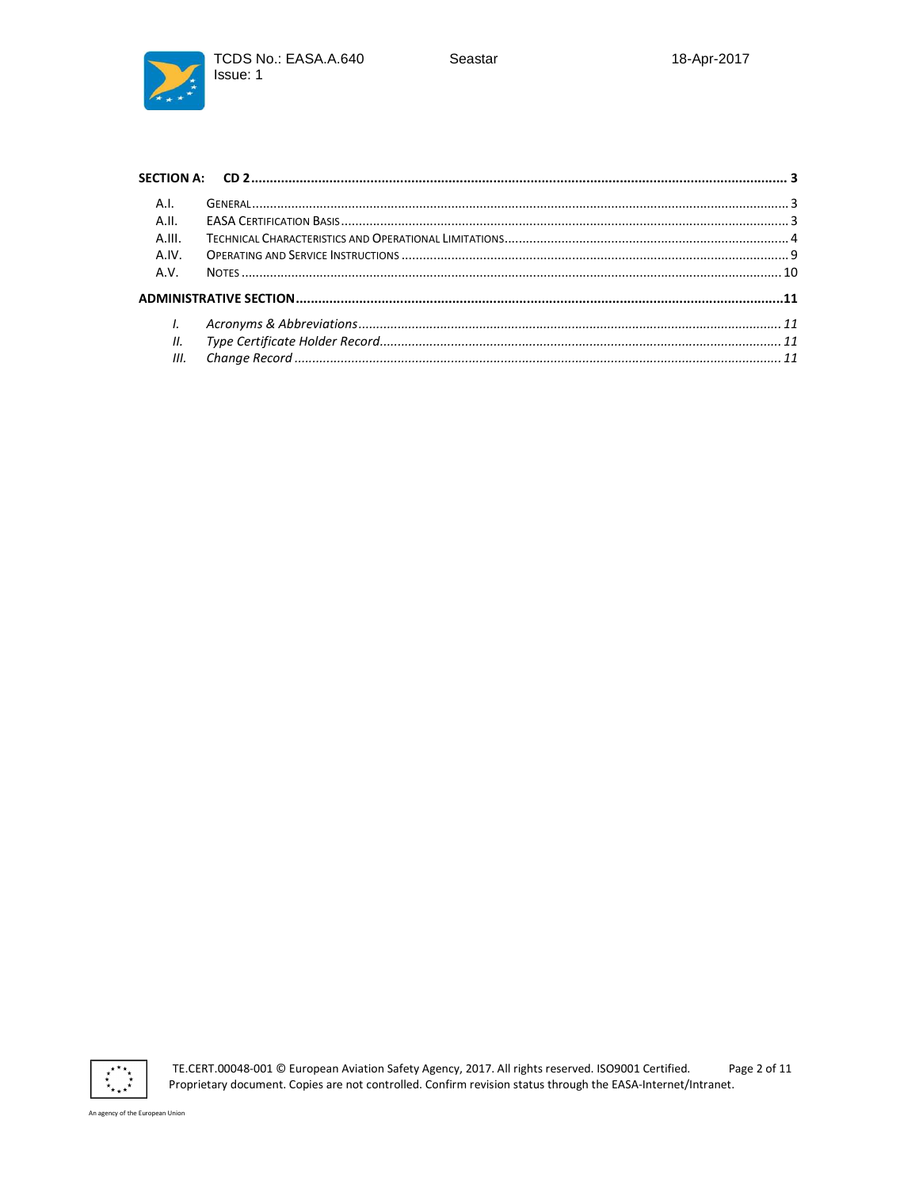**SECTION A: CD 2** ........................................................................................................ 3

- A.I. GENERAL ........................................................................................................ 3
- A.II. EASA CERTIFICATION BASIS ........................................................................................................ 3
- A.III. TECHNICAL CHARACTERISTICS AND OPERATIONAL LIMITATIONS ........................................................................................................ 4
- A.IV. OPERATING AND SERVICE INSTRUCTIONS ........................................................................................................ 9
- A.V. NOTES ........................................................................................................ 10

**ADMINISTRATIVE SECTION** ........................................................................................................ 11

- *I. Acronyms & Abbreviations* ........................................................................................................ *11*
- *II. Type Certificate Holder Record* ........................................................................................................ *11*
- *III. Change Record* ........................................................................................................ *11*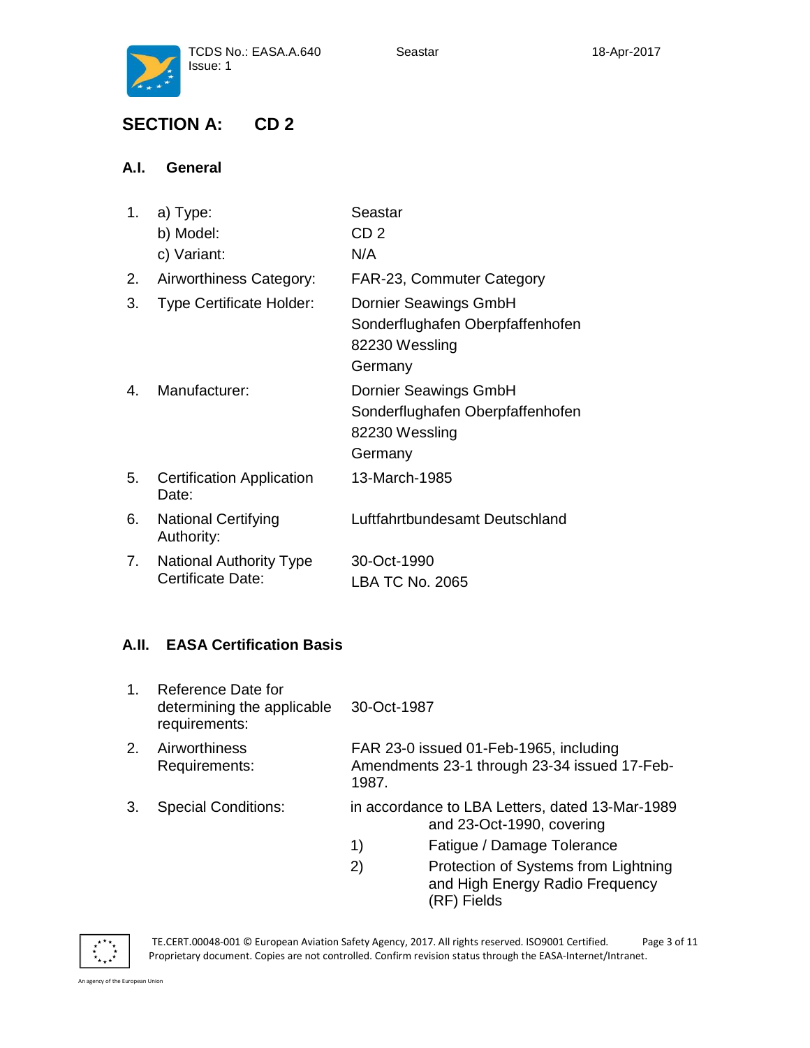## SECTION A: CD 2

### A.I. General

| | | |
|---|---|---|
| 1. | a) Type: | Seastar |
| | b) Model: | CD 2 |
| | c) Variant: | N/A |
| 2. | Airworthiness Category: | FAR-23, Commuter Category |
| 3. | Type Certificate Holder: | Dornier Seawings GmbH<br>Sonderflughafen Oberpfaffenhofen<br>82230 Wessling<br>Germany |
| 4. | Manufacturer: | Dornier Seawings GmbH<br>Sonderflughafen Oberpfaffenhofen<br>82230 Wessling<br>Germany |
| 5. | Certification Application Date: | 13-March-1985 |
| 6. | National Certifying Authority: | Luftfahrtbundesamt Deutschland |
| 7. | National Authority Type Certificate Date: | 30-Oct-1990<br>LBA TC No. 2065 |

### A.II. EASA Certification Basis

| | | |
|---|---|---|
| 1. | Reference Date for determining the applicable requirements: | 30-Oct-1987 |
| 2. | Airworthiness Requirements: | FAR 23-0 issued 01-Feb-1965, including Amendments 23-1 through 23-34 issued 17-Feb-1987. |
| 3. | Special Conditions: | in accordance to LBA Letters, dated 13-Mar-1989 and 23-Oct-1990, covering<br>1) Fatigue / Damage Tolerance<br>2) Protection of Systems from Lightning and High Energy Radio Frequency (RF) Fields |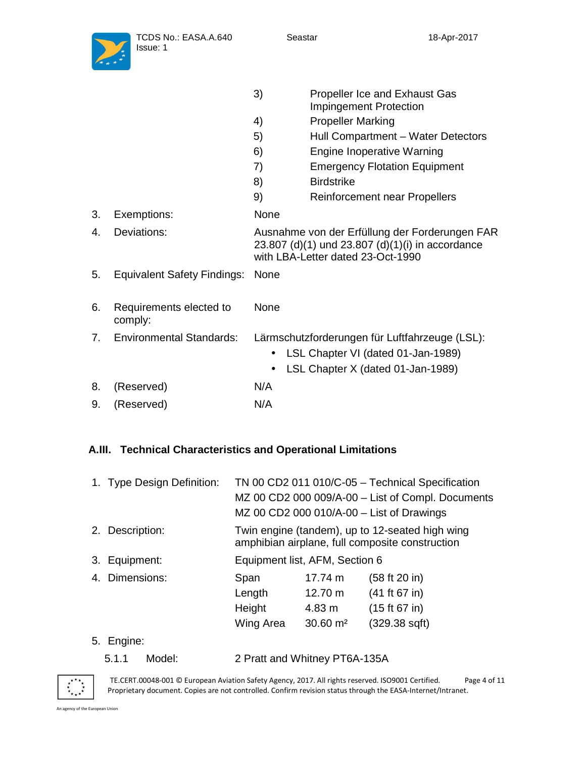| | | |
|---|---|---|
| | 3) | Propeller Ice and Exhaust Gas Impingement Protection |
| | 4) | Propeller Marking |
| | 5) | Hull Compartment – Water Detectors |
| | 6) | Engine Inoperative Warning |
| | 7) | Emergency Flotation Equipment |
| | 8) | Birdstrike |
| | 9) | Reinforcement near Propellers |

3. Exemptions: None

4. Deviations: Ausnahme von der Erfüllung der Forderungen FAR 23.807 (d)(1) und 23.807 (d)(1)(i) in accordance with LBA-Letter dated 23-Oct-1990

5. Equivalent Safety Findings: None

6. Requirements elected to comply: None

7. Environmental Standards: Lärmschutzforderungen für Luftfahrzeuge (LSL):
   - LSL Chapter VI (dated 01-Jan-1989)
   - LSL Chapter X (dated 01-Jan-1989)

8. (Reserved) N/A

9. (Reserved) N/A

## A.III. Technical Characteristics and Operational Limitations

1. Type Design Definition: TN 00 CD2 011 010/C-05 – Technical Specification
   MZ 00 CD2 000 009/A-00 – List of Compl. Documents
   MZ 00 CD2 000 010/A-00 – List of Drawings

2. Description: Twin engine (tandem), up to 12-seated high wing amphibian airplane, full composite construction

3. Equipment: Equipment list, AFM, Section 6

4. Dimensions:

| | | |
|---|---|---|
| Span | 17.74 m | (58 ft 20 in) |
| Length | 12.70 m | (41 ft 67 in) |
| Height | 4.83 m | (15 ft 67 in) |
| Wing Area | 30.60 m² | (329.38 sqft) |

5. Engine:

   5.1.1 Model: 2 Pratt and Whitney PT6A-135A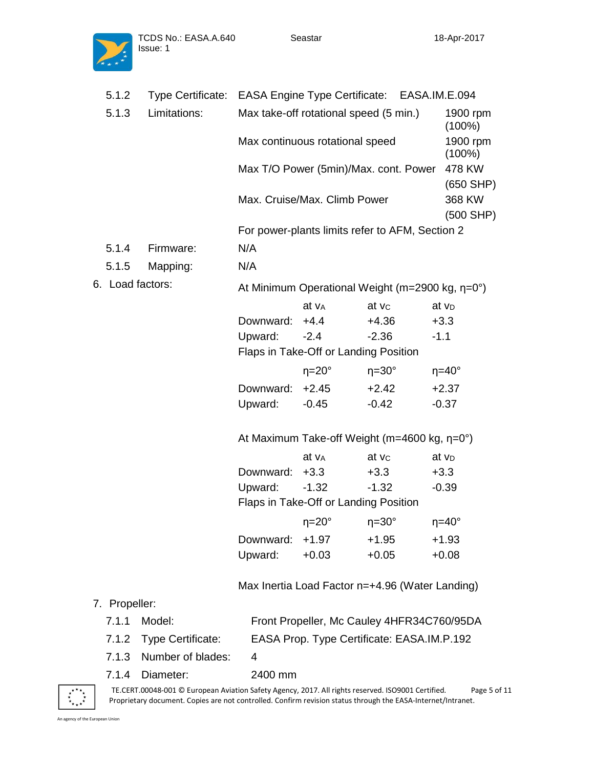5.1.2 Type Certificate: EASA Engine Type Certificate: EASA.IM.E.094

5.1.3 Limitations:

| | |
|---|---|
| Max take-off rotational speed (5 min.) | 1900 rpm (100%) |
| Max continuous rotational speed | 1900 rpm (100%) |
| Max T/O Power (5min)/Max. cont. Power | 478 KW (650 SHP) |
| Max. Cruise/Max. Climb Power | 368 KW (500 SHP) |

For power-plants limits refer to AFM, Section 2

5.1.4 Firmware: N/A

5.1.5 Mapping: N/A

## 6. Load factors:

At Minimum Operational Weight (m=2900 kg, η=0°)

| | at $v_A$ | at $v_C$ | at $v_D$ |
|---|---|---|---|
| Downward: | +4.4 | +4.36 | +3.3 |
| Upward: | -2.4 | -2.36 | -1.1 |

Flaps in Take-Off or Landing Position

| | η=20° | η=30° | η=40° |
|---|---|---|---|
| Downward: | +2.45 | +2.42 | +2.37 |
| Upward: | -0.45 | -0.42 | -0.37 |

At Maximum Take-off Weight (m=4600 kg, η=0°)

| | at $v_A$ | at $v_C$ | at $v_D$ |
|---|---|---|---|
| Downward: | +3.3 | +3.3 | +3.3 |
| Upward: | -1.32 | -1.32 | -0.39 |

Flaps in Take-Off or Landing Position

| | η=20° | η=30° | η=40° |
|---|---|---|---|
| Downward: | +1.97 | +1.95 | +1.93 |
| Upward: | +0.03 | +0.05 | +0.08 |

Max Inertia Load Factor n=+4.96 (Water Landing)

## 7. Propeller:

7.1.1 Model: Front Propeller, Mc Cauley 4HFR34C760/95DA

7.1.2 Type Certificate: EASA Prop. Type Certificate: EASA.IM.P.192

7.1.3 Number of blades: 4

7.1.4 Diameter: 2400 mm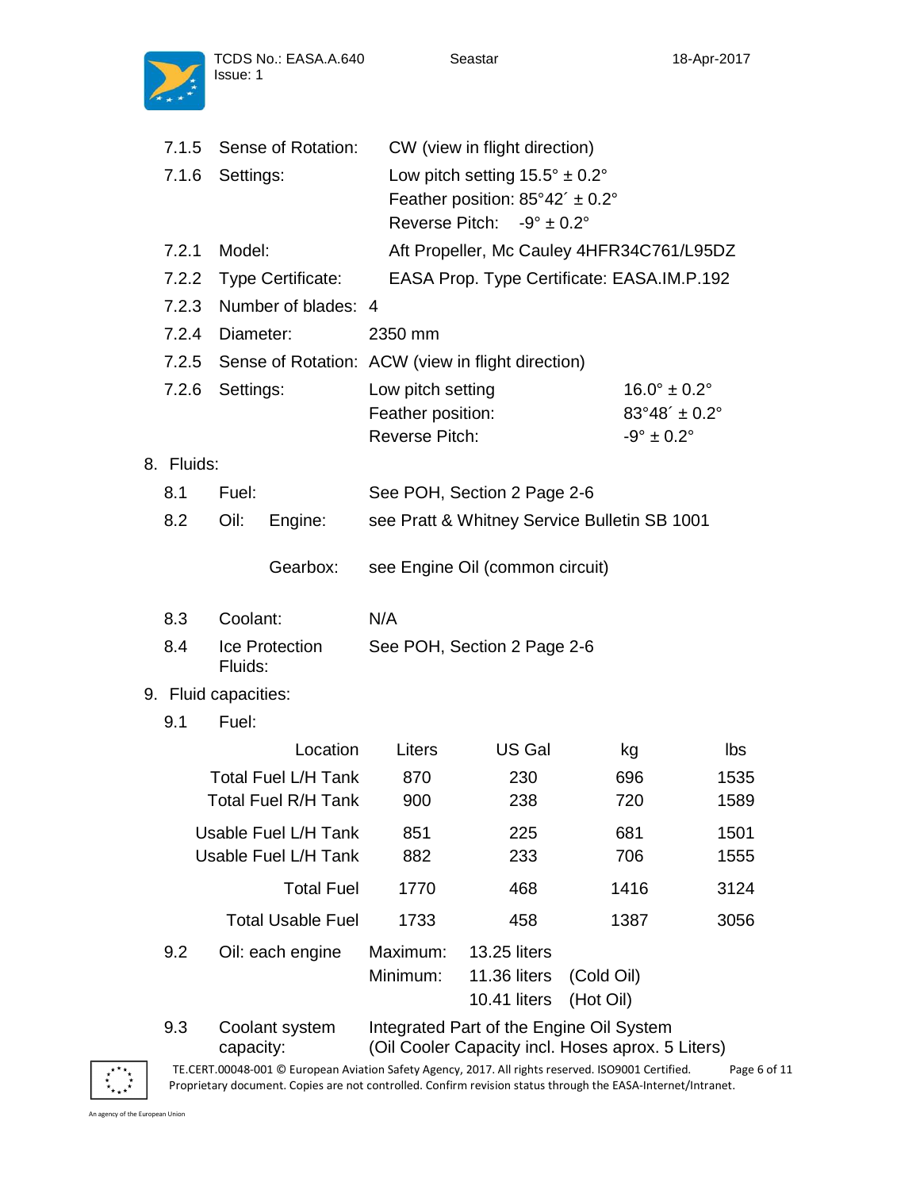7.1.5 Sense of Rotation: CW (view in flight direction)

7.1.6 Settings: Low pitch setting 15.5° ± 0.2°
Feather position: 85°42´ ± 0.2°
Reverse Pitch: -9° ± 0.2°

7.2.1 Model: Aft Propeller, Mc Cauley 4HFR34C761/L95DZ

7.2.2 Type Certificate: EASA Prop. Type Certificate: EASA.IM.P.192

7.2.3 Number of blades: 4

7.2.4 Diameter: 2350 mm

7.2.5 Sense of Rotation: ACW (view in flight direction)

7.2.6 Settings:

| | |
|---|---|
| Low pitch setting | 16.0° ± 0.2° |
| Feather position: | 83°48´ ± 0.2° |
| Reverse Pitch: | -9° ± 0.2° |

## 8. Fluids:

8.1 Fuel: See POH, Section 2 Page 2-6

8.2 Oil: Engine: see Pratt & Whitney Service Bulletin SB 1001

Gearbox: see Engine Oil (common circuit)

8.3 Coolant: N/A

8.4 Ice Protection Fluids: See POH, Section 2 Page 2-6

## 9. Fluid capacities:

9.1 Fuel:

| Location | Liters | US Gal | kg | lbs |
|---|---|---|---|---|
| Total Fuel L/H Tank | 870 | 230 | 696 | 1535 |
| Total Fuel R/H Tank | 900 | 238 | 720 | 1589 |
| Usable Fuel L/H Tank | 851 | 225 | 681 | 1501 |
| Usable Fuel L/H Tank | 882 | 233 | 706 | 1555 |
| Total Fuel | 1770 | 468 | 1416 | 3124 |
| Total Usable Fuel | 1733 | 458 | 1387 | 3056 |

9.2 Oil: each engine

Maximum: 13.25 liters
Minimum: 11.36 liters (Cold Oil)
10.41 liters (Hot Oil)

9.3 Coolant system capacity: Integrated Part of the Engine Oil System
(Oil Cooler Capacity incl. Hoses aprox. 5 Liters)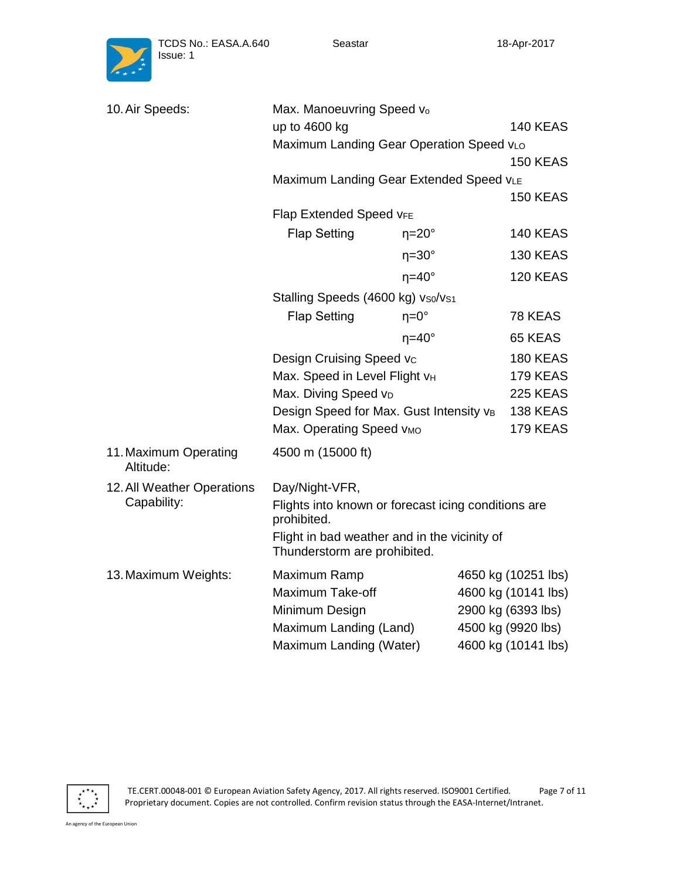10. Air Speeds:

Max. Manoeuvring Speed $v_o$

| | | |
|---|---|---|
| up to 4600 kg | | 140 KEAS |

Maximum Landing Gear Operation Speed $v_{LO}$ — 150 KEAS

Maximum Landing Gear Extended Speed $v_{LE}$ — 150 KEAS

Flap Extended Speed $v_{FE}$

| | | |
|---|---|---|
| Flap Setting | η=20° | 140 KEAS |
| | η=30° | 130 KEAS |
| | η=40° | 120 KEAS |

Stalling Speeds (4600 kg) $v_{S0}/v_{S1}$

| | | |
|---|---|---|
| Flap Setting | η=0° | 78 KEAS |
| | η=40° | 65 KEAS |

| | |
|---|---|
| Design Cruising Speed $v_C$ | 180 KEAS |
| Max. Speed in Level Flight $v_H$ | 179 KEAS |
| Max. Diving Speed $v_D$ | 225 KEAS |
| Design Speed for Max. Gust Intensity $v_B$ | 138 KEAS |
| Max. Operating Speed $v_{MO}$ | 179 KEAS |

11. Maximum Operating Altitude: 4500 m (15000 ft)

12. All Weather Operations Capability:

Day/Night-VFR,

Flights into known or forecast icing conditions are prohibited.

Flight in bad weather and in the vicinity of Thunderstorm are prohibited.

13. Maximum Weights:

| | |
|---|---|
| Maximum Ramp | 4650 kg (10251 lbs) |
| Maximum Take-off | 4600 kg (10141 lbs) |
| Minimum Design | 2900 kg (6393 lbs) |
| Maximum Landing (Land) | 4500 kg (9920 lbs) |
| Maximum Landing (Water) | 4600 kg (10141 lbs) |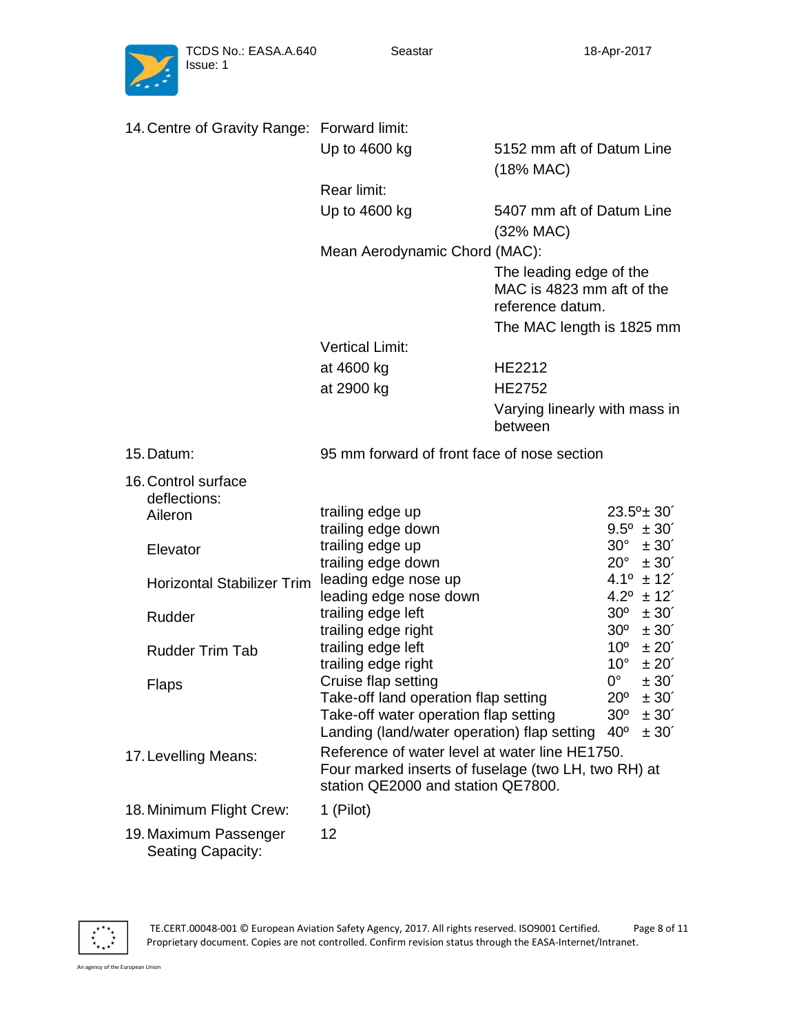**14. Centre of Gravity Range:**

Forward limit:

| | |
|---|---|
| Up to 4600 kg | 5152 mm aft of Datum Line (18% MAC) |

Rear limit:

| | |
|---|---|
| Up to 4600 kg | 5407 mm aft of Datum Line (32% MAC) |

Mean Aerodynamic Chord (MAC):

The leading edge of the MAC is 4823 mm aft of the reference datum.

The MAC length is 1825 mm

Vertical Limit:

| | |
|---|---|
| at 4600 kg | HE2212 |
| at 2900 kg | HE2752 |
| | Varying linearly with mass in between |

**15. Datum:** 95 mm forward of front face of nose section

**16. Control surface deflections:**

| | | |
|---|---|---|
| Aileron | trailing edge up | 23.5º± 30´ |
| | trailing edge down | 9.5º ± 30´ |
| Elevator | trailing edge up | 30° ± 30´ |
| | trailing edge down | 20° ± 30´ |
| Horizontal Stabilizer Trim | leading edge nose up | 4.1º ± 12´ |
| | leading edge nose down | 4.2º ± 12´ |
| Rudder | trailing edge left | 30º ± 30´ |
| | trailing edge right | 30º ± 30´ |
| Rudder Trim Tab | trailing edge left | 10º ± 20´ |
| | trailing edge right | 10° ± 20´ |
| Flaps | Cruise flap setting | 0° ± 30´ |
| | Take-off land operation flap setting | 20º ± 30´ |
| | Take-off water operation flap setting | 30º ± 30´ |
| | Landing (land/water operation) flap setting | 40º ± 30´ |

**17. Levelling Means:** Reference of water level at water line HE1750. Four marked inserts of fuselage (two LH, two RH) at station QE2000 and station QE7800.

**18. Minimum Flight Crew:** 1 (Pilot)

**19. Maximum Passenger Seating Capacity:** 12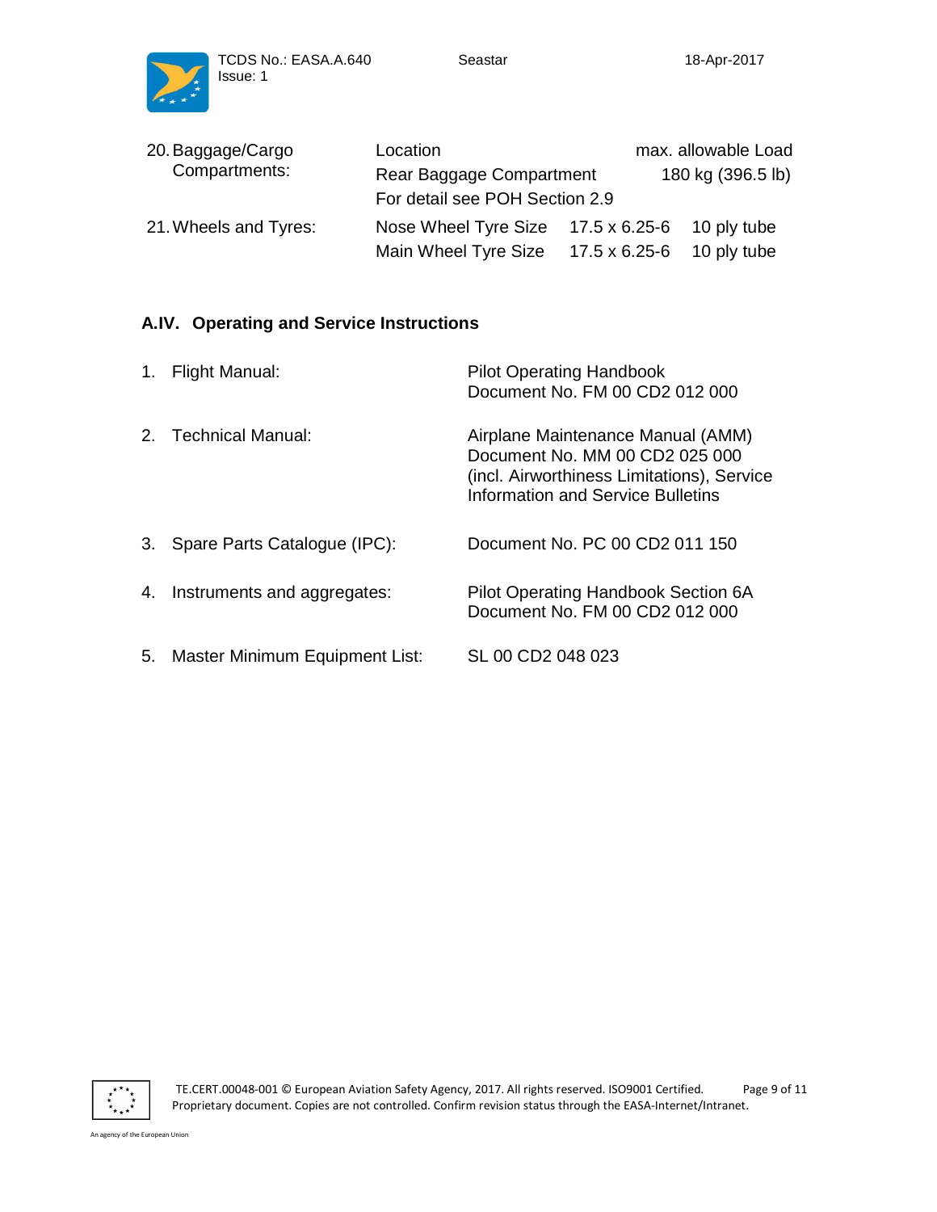20. Baggage/Cargo Compartments:

| Location | max. allowable Load |
| --- | --- |
| Rear Baggage Compartment | 180 kg (396.5 lb) |
| For detail see POH Section 2.9 | |

21. Wheels and Tyres:

| | | |
| --- | --- | --- |
| Nose Wheel Tyre Size | 17.5 x 6.25-6 | 10 ply tube |
| Main Wheel Tyre Size | 17.5 x 6.25-6 | 10 ply tube |

## A.IV. Operating and Service Instructions

1. Flight Manual: Pilot Operating Handbook
   Document No. FM 00 CD2 012 000

2. Technical Manual: Airplane Maintenance Manual (AMM)
   Document No. MM 00 CD2 025 000
   (incl. Airworthiness Limitations), Service Information and Service Bulletins

3. Spare Parts Catalogue (IPC): Document No. PC 00 CD2 011 150

4. Instruments and aggregates: Pilot Operating Handbook Section 6A
   Document No. FM 00 CD2 012 000

5. Master Minimum Equipment List: SL 00 CD2 048 023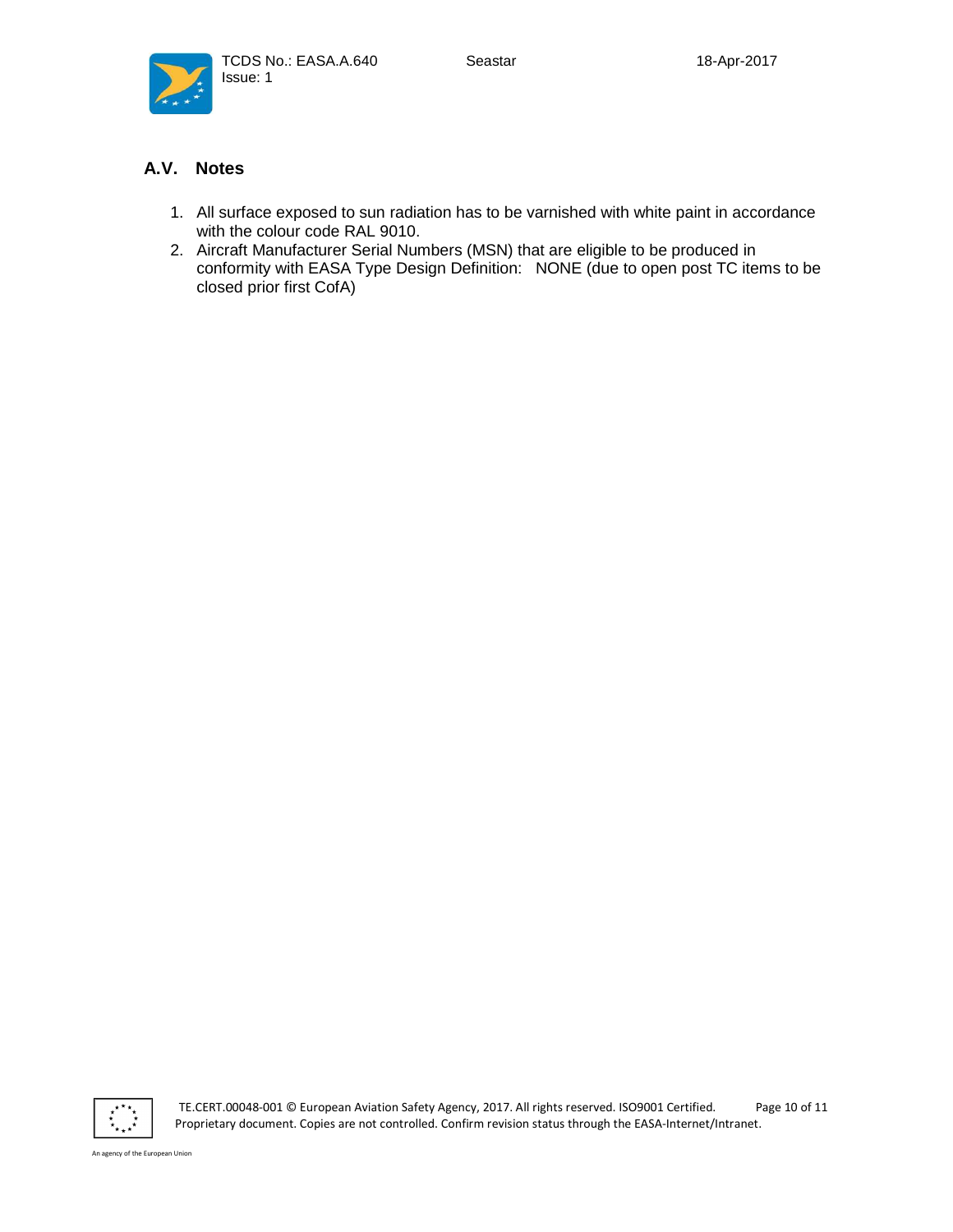## A.V. Notes

1. All surface exposed to sun radiation has to be varnished with white paint in accordance with the colour code RAL 9010.
2. Aircraft Manufacturer Serial Numbers (MSN) that are eligible to be produced in conformity with EASA Type Design Definition: NONE (due to open post TC items to be closed prior first CofA)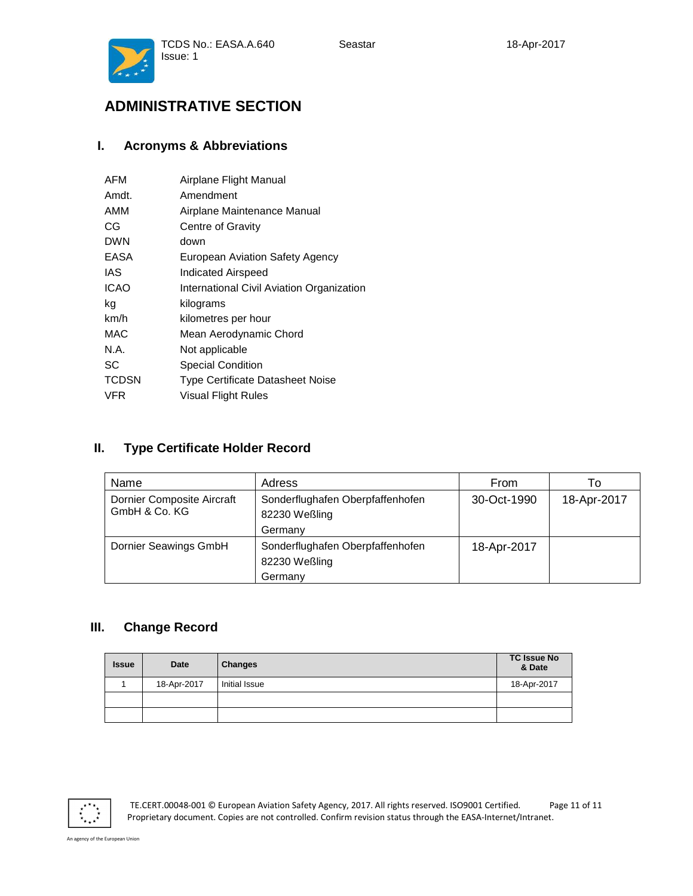# ADMINISTRATIVE SECTION

## I. Acronyms & Abbreviations

| | |
|---|---|
| AFM | Airplane Flight Manual |
| Amdt. | Amendment |
| AMM | Airplane Maintenance Manual |
| CG | Centre of Gravity |
| DWN | down |
| EASA | European Aviation Safety Agency |
| IAS | Indicated Airspeed |
| ICAO | International Civil Aviation Organization |
| kg | kilograms |
| km/h | kilometres per hour |
| MAC | Mean Aerodynamic Chord |
| N.A. | Not applicable |
| SC | Special Condition |
| TCDSN | Type Certificate Datasheet Noise |
| VFR | Visual Flight Rules |

## II. Type Certificate Holder Record

| Name | Adress | From | To |
|---|---|---|---|
| Dornier Composite Aircraft GmbH & Co. KG | Sonderflughafen Oberpfaffenhofen<br>82230 Weßling<br>Germany | 30-Oct-1990 | 18-Apr-2017 |
| Dornier Seawings GmbH | Sonderflughafen Oberpfaffenhofen<br>82230 Weßling<br>Germany | 18-Apr-2017 | |

## III. Change Record

| Issue | Date | Changes | TC Issue No & Date |
|---|---|---|---|
| 1 | 18-Apr-2017 | Initial Issue | 18-Apr-2017 |
| | | | |
| | | | |